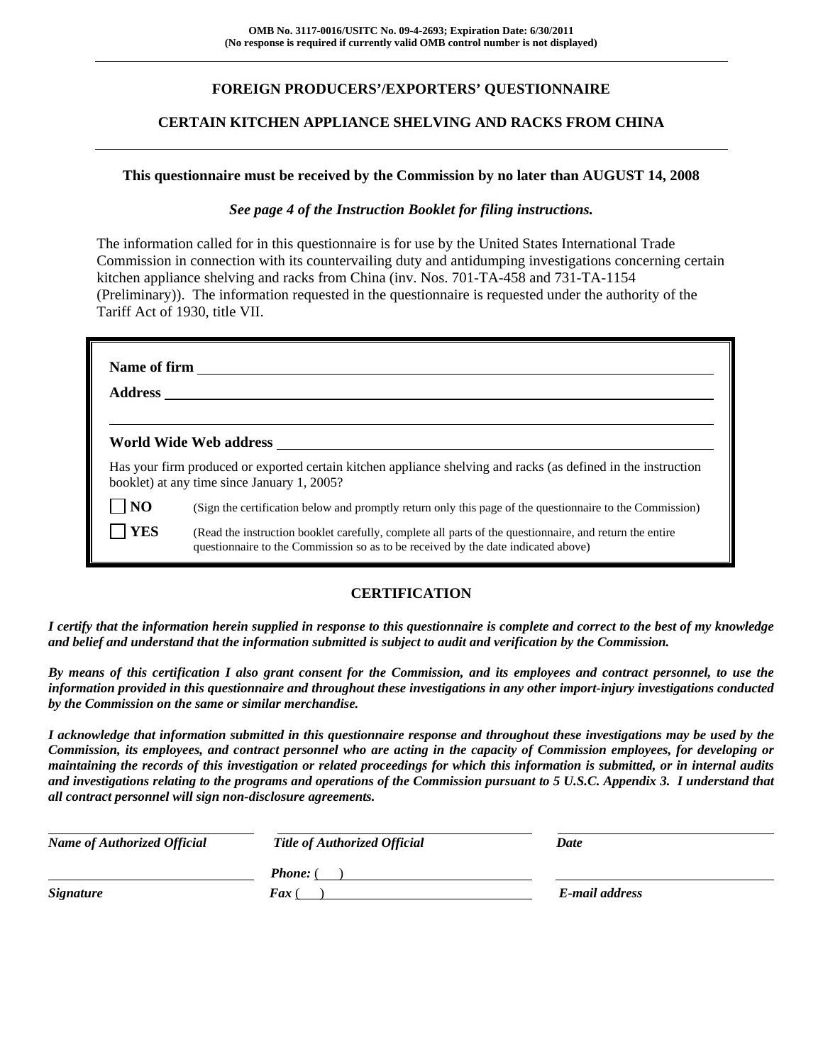**OMB No. 3117-0016/USITC No. 09-4-2693; Expiration Date: 6/30/2011**
**(No response is required if currently valid OMB control number is not displayed)**

---

# FOREIGN PRODUCERS'/EXPORTERS' QUESTIONNAIRE

## CERTAIN KITCHEN APPLIANCE SHELVING AND RACKS FROM CHINA

---

**This questionnaire must be received by the Commission by no later than AUGUST 14, 2008**

***See page 4 of the Instruction Booklet for filing instructions.***

The information called for in this questionnaire is for use by the United States International Trade Commission in connection with its countervailing duty and antidumping investigations concerning certain kitchen appliance shelving and racks from China (inv. Nos. 701-TA-458 and 731-TA-1154 (Preliminary)). The information requested in the questionnaire is requested under the authority of the Tariff Act of 1930, title VII.

**Name of firm** ______________________________

**Address** ______________________________

______________________________

**World Wide Web address** ______________________________

Has your firm produced or exported certain kitchen appliance shelving and racks (as defined in the instruction booklet) at any time since January 1, 2005?

☐ **NO** (Sign the certification below and promptly return only this page of the questionnaire to the Commission)

☐ **YES** (Read the instruction booklet carefully, complete all parts of the questionnaire, and return the entire questionnaire to the Commission so as to be received by the date indicated above)

## CERTIFICATION

***I certify that the information herein supplied in response to this questionnaire is complete and correct to the best of my knowledge and belief and understand that the information submitted is subject to audit and verification by the Commission.***

***By means of this certification I also grant consent for the Commission, and its employees and contract personnel, to use the information provided in this questionnaire and throughout these investigations in any other import-injury investigations conducted by the Commission on the same or similar merchandise.***

***I acknowledge that information submitted in this questionnaire response and throughout these investigations may be used by the Commission, its employees, and contract personnel who are acting in the capacity of Commission employees, for developing or maintaining the records of this investigation or related proceedings for which this information is submitted, or in internal audits and investigations relating to the programs and operations of the Commission pursuant to 5 U.S.C. Appendix 3. I understand that all contract personnel will sign non-disclosure agreements.***

| ______________________ | ______________________ | ______________________ |
|---|---|---|
| ***Name of Authorized Official*** | ***Title of Authorized Official*** | ***Date*** |
| ______________________ | ***Phone:*** ( ) ______________ | ______________________ |
| ***Signature*** | ***Fax*** ( ) ______________ | ***E-mail address*** |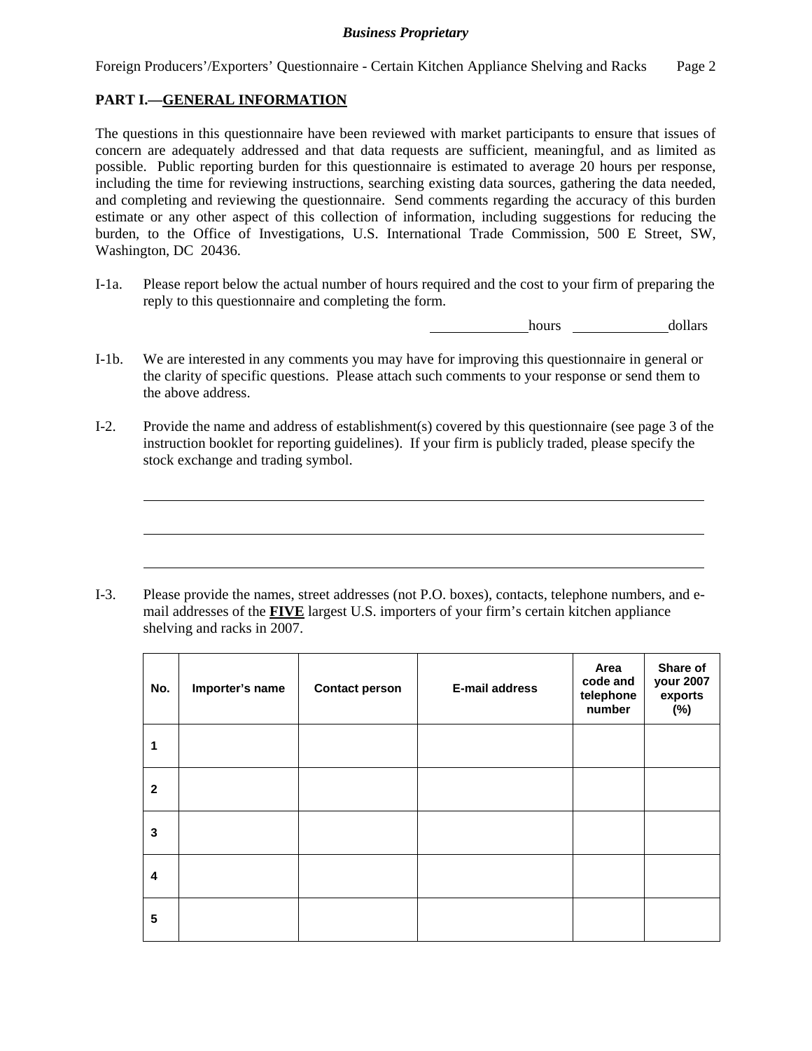## PART I.—GENERAL INFORMATION

The questions in this questionnaire have been reviewed with market participants to ensure that issues of concern are adequately addressed and that data requests are sufficient, meaningful, and as limited as possible. Public reporting burden for this questionnaire is estimated to average 20 hours per response, including the time for reviewing instructions, searching existing data sources, gathering the data needed, and completing and reviewing the questionnaire. Send comments regarding the accuracy of this burden estimate or any other aspect of this collection of information, including suggestions for reducing the burden, to the Office of Investigations, U.S. International Trade Commission, 500 E Street, SW, Washington, DC 20436.

I-1a. Please report below the actual number of hours required and the cost to your firm of preparing the reply to this questionnaire and completing the form.

_____________ hours _____________ dollars

I-1b. We are interested in any comments you may have for improving this questionnaire in general or the clarity of specific questions. Please attach such comments to your response or send them to the above address.

I-2. Provide the name and address of establishment(s) covered by this questionnaire (see page 3 of the instruction booklet for reporting guidelines). If your firm is publicly traded, please specify the stock exchange and trading symbol.

_______________________________________________

_______________________________________________

_______________________________________________

I-3. Please provide the names, street addresses (not P.O. boxes), contacts, telephone numbers, and e-mail addresses of the **FIVE** largest U.S. importers of your firm's certain kitchen appliance shelving and racks in 2007.

| No. | Importer's name | Contact person | E-mail address | Area code and telephone number | Share of your 2007 exports (%) |
|---|---|---|---|---|---|
| 1 | | | | | |
| 2 | | | | | |
| 3 | | | | | |
| 4 | | | | | |
| 5 | | | | | |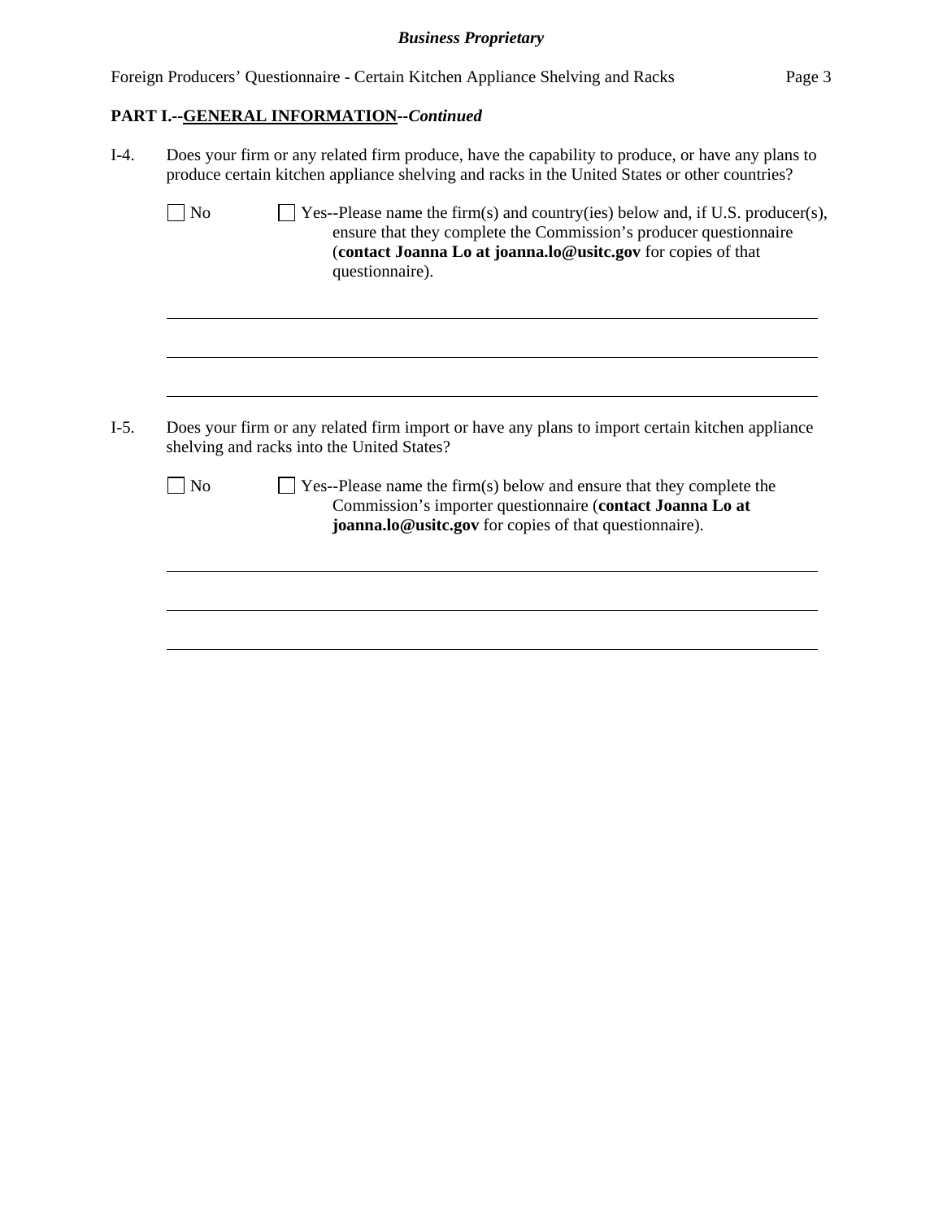**PART I.--GENERAL INFORMATION--*Continued***

I-4. Does your firm or any related firm produce, have the capability to produce, or have any plans to produce certain kitchen appliance shelving and racks in the United States or other countries?

☐ No ☐ Yes--Please name the firm(s) and country(ies) below and, if U.S. producer(s), ensure that they complete the Commission's producer questionnaire (**contact Joanna Lo at joanna.lo@usitc.gov** for copies of that questionnaire).

______________________________________________________________________

______________________________________________________________________

______________________________________________________________________

I-5. Does your firm or any related firm import or have any plans to import certain kitchen appliance shelving and racks into the United States?

☐ No ☐ Yes--Please name the firm(s) below and ensure that they complete the Commission's importer questionnaire (**contact Joanna Lo at joanna.lo@usitc.gov** for copies of that questionnaire).

______________________________________________________________________

______________________________________________________________________

______________________________________________________________________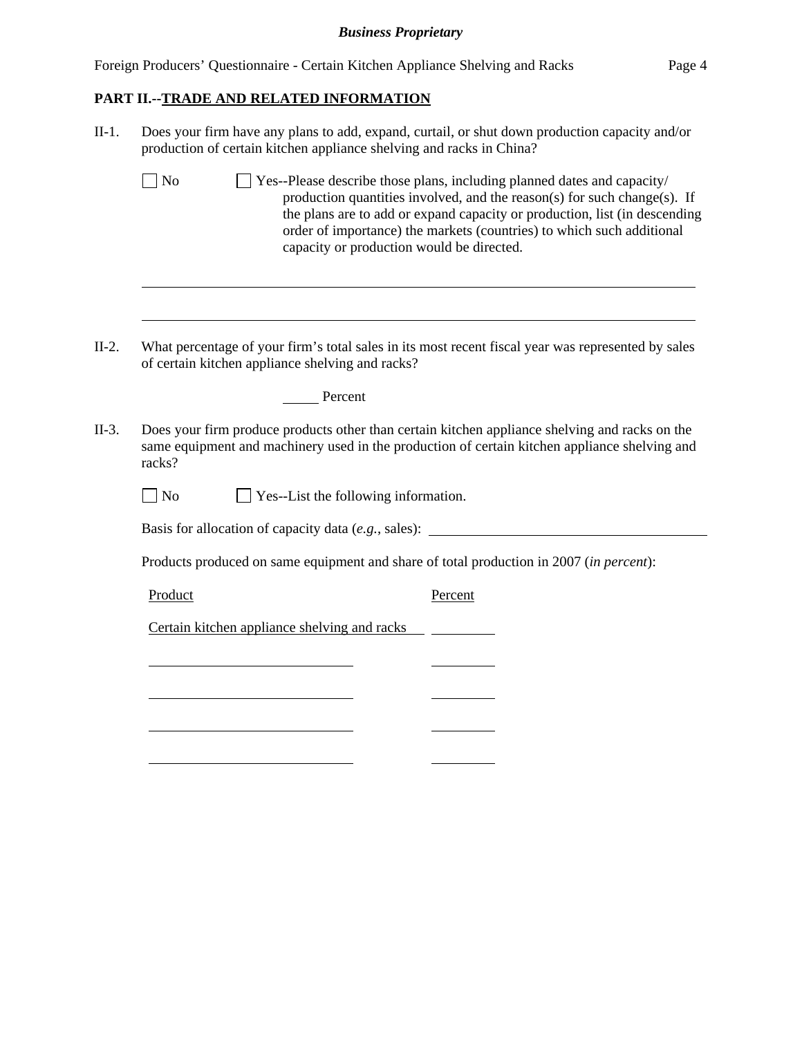## PART II.--TRADE AND RELATED INFORMATION

II-1. Does your firm have any plans to add, expand, curtail, or shut down production capacity and/or production of certain kitchen appliance shelving and racks in China?

☐ No ☐ Yes--Please describe those plans, including planned dates and capacity/production quantities involved, and the reason(s) for such change(s). If the plans are to add or expand capacity or production, list (in descending order of importance) the markets (countries) to which such additional capacity or production would be directed.

______________________________________________________________________________

______________________________________________________________________________

II-2. What percentage of your firm's total sales in its most recent fiscal year was represented by sales of certain kitchen appliance shelving and racks?

_____ Percent

II-3. Does your firm produce products other than certain kitchen appliance shelving and racks on the same equipment and machinery used in the production of certain kitchen appliance shelving and racks?

☐ No ☐ Yes--List the following information.

Basis for allocation of capacity data (*e.g.*, sales): ______________________________

Products produced on same equipment and share of total production in 2007 (*in percent*):

| Product | Percent |
|---|---|
| Certain kitchen appliance shelving and racks | ________ |
| ______________________________ | ________ |
| ______________________________ | ________ |
| ______________________________ | ________ |
| ______________________________ | ________ |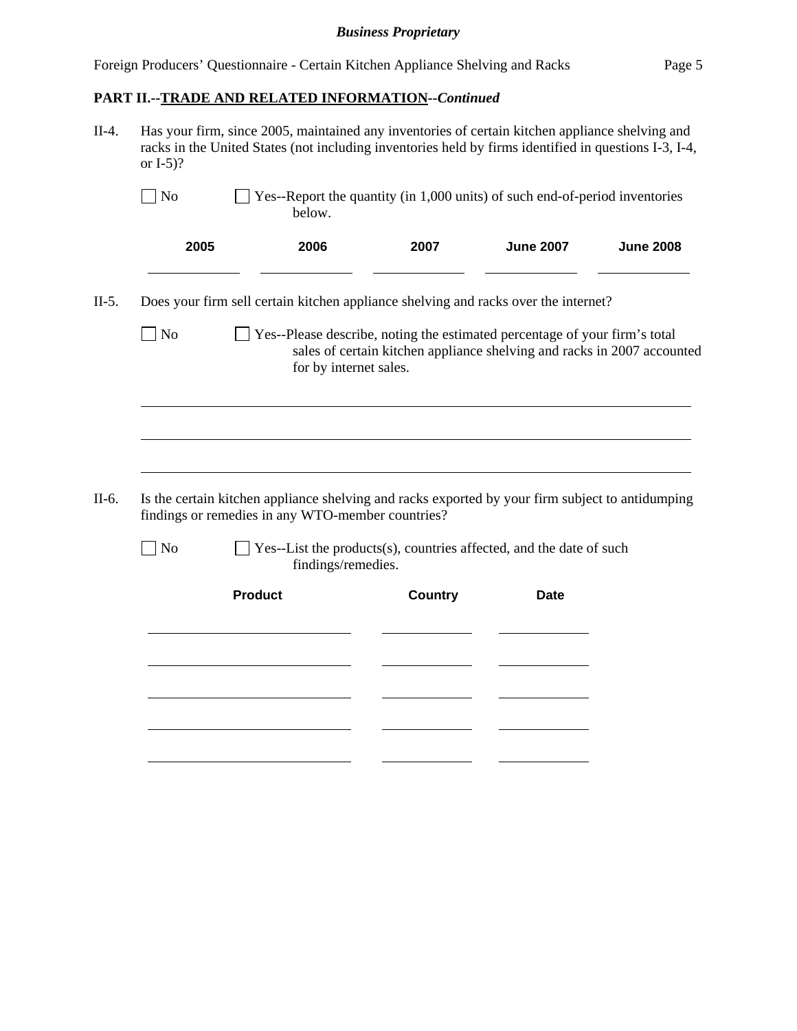**PART II.--TRADE AND RELATED INFORMATION--*Continued***

II-4. Has your firm, since 2005, maintained any inventories of certain kitchen appliance shelving and racks in the United States (not including inventories held by firms identified in questions I-3, I-4, or I-5)?

☐ No ☐ Yes--Report the quantity (in 1,000 units) of such end-of-period inventories below.

| 2005 | 2006 | 2007 | June 2007 | June 2008 |
|---|---|---|---|---|
| | | | | |

II-5. Does your firm sell certain kitchen appliance shelving and racks over the internet?

☐ No ☐ Yes--Please describe, noting the estimated percentage of your firm's total sales of certain kitchen appliance shelving and racks in 2007 accounted for by internet sales.

\_\_\_\_\_\_\_\_\_\_\_\_\_\_\_\_\_\_\_\_\_\_\_\_\_\_\_\_\_\_\_\_\_\_\_\_\_\_\_\_\_\_\_\_\_\_\_\_\_\_\_\_\_\_\_\_\_\_\_\_

\_\_\_\_\_\_\_\_\_\_\_\_\_\_\_\_\_\_\_\_\_\_\_\_\_\_\_\_\_\_\_\_\_\_\_\_\_\_\_\_\_\_\_\_\_\_\_\_\_\_\_\_\_\_\_\_\_\_\_\_

\_\_\_\_\_\_\_\_\_\_\_\_\_\_\_\_\_\_\_\_\_\_\_\_\_\_\_\_\_\_\_\_\_\_\_\_\_\_\_\_\_\_\_\_\_\_\_\_\_\_\_\_\_\_\_\_\_\_\_\_

II-6. Is the certain kitchen appliance shelving and racks exported by your firm subject to antidumping findings or remedies in any WTO-member countries?

☐ No ☐ Yes--List the products(s), countries affected, and the date of such findings/remedies.

| Product | Country | Date |
|---|---|---|
| | | |
| | | |
| | | |
| | | |
| | | |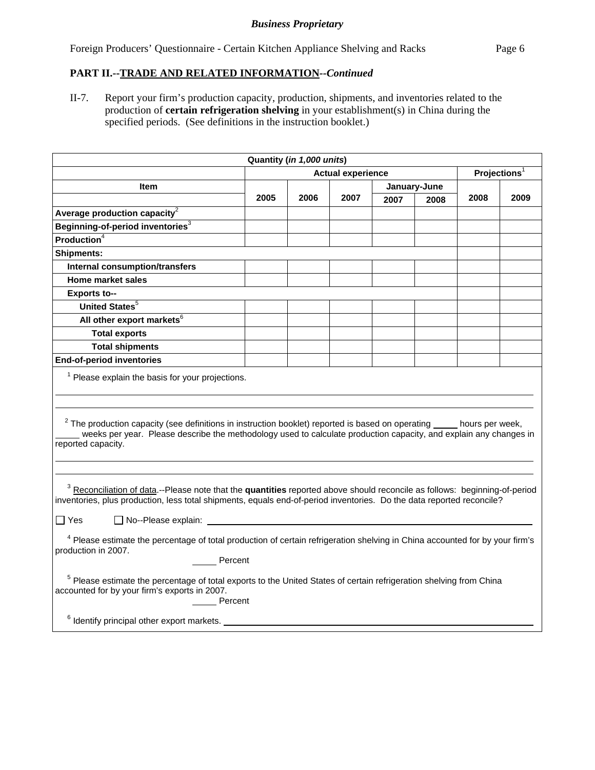## PART II.--TRADE AND RELATED INFORMATION--*Continued*

II-7. Report your firm's production capacity, production, shipments, and inventories related to the production of **certain refrigeration shelving** in your establishment(s) in China during the specified periods. (See definitions in the instruction booklet.)

| Quantity (*in 1,000 units*) | | | | | | | |
|---|---|---|---|---|---|---|---|
| | Actual experience | | | | | Projections[1] | |
| **Item** | | | | January-June | | | |
| | **2005** | **2006** | **2007** | **2007** | **2008** | **2008** | **2009** |
| **Average production capacity**[2] | | | | | | | |
| **Beginning-of-period inventories**[3] | | | | | | | |
| **Production**[4] | | | | | | | |
| **Shipments:** | | | | | | | |
| **Internal consumption/transfers** | | | | | | | |
| **Home market sales** | | | | | | | |
| **Exports to--** | | | | | | | |
| **United States**[5] | | | | | | | |
| **All other export markets**[6] | | | | | | | |
| **Total exports** | | | | | | | |
| **Total shipments** | | | | | | | |
| **End-of-period inventories** | | | | | | | |

[1] Please explain the basis for your projections.

______________________________________________________________________

______________________________________________________________________

[2] The production capacity (see definitions in instruction booklet) reported is based on operating _____ hours per week, _____ weeks per year. Please describe the methodology used to calculate production capacity, and explain any changes in reported capacity.

______________________________________________________________________

______________________________________________________________________

[3] Reconciliation of data.--Please note that the **quantities** reported above should reconcile as follows: beginning-of-period inventories, plus production, less total shipments, equals end-of-period inventories. Do the data reported reconcile?

☐ Yes ☐ No--Please explain: ______________________________________________

[4] Please estimate the percentage of total production of certain refrigeration shelving in China accounted for by your firm's production in 2007.

_____ Percent

[5] Please estimate the percentage of total exports to the United States of certain refrigeration shelving from China accounted for by your firm's exports in 2007.

_____ Percent

[6] Identify principal other export markets. ______________________________________________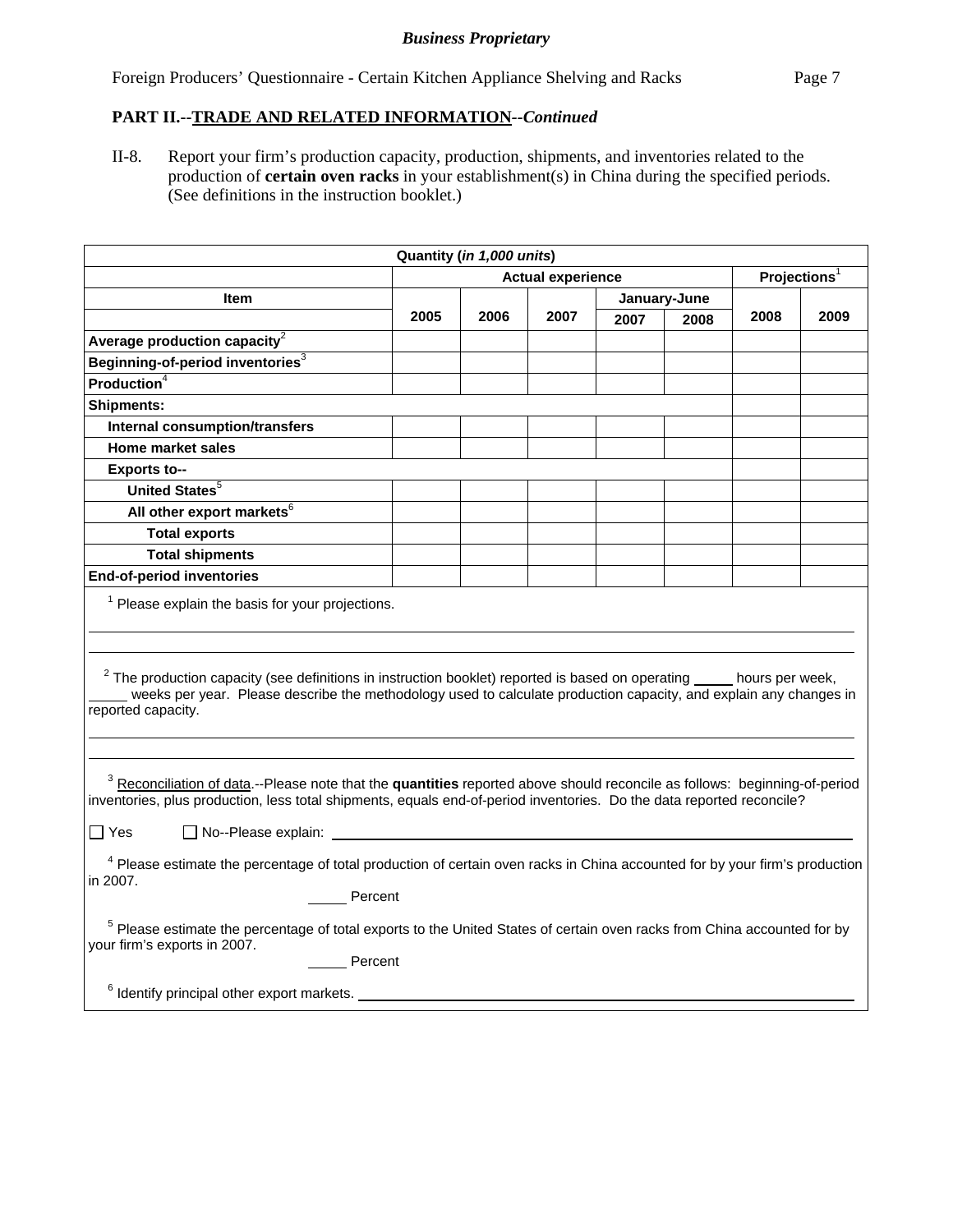*Business Proprietary*

Foreign Producers' Questionnaire - Certain Kitchen Appliance Shelving and Racks

**PART II.--TRADE AND RELATED INFORMATION--*Continued***

II-8. Report your firm's production capacity, production, shipments, and inventories related to the production of **certain oven racks** in your establishment(s) in China during the specified periods. (See definitions in the instruction booklet.)

| Quantity (*in 1,000 units*) | | | | | | | |
|---|---|---|---|---|---|---|---|
| | Actual experience | | | | | Projections[1] | |
| Item | | | | January-June | | | |
| | 2005 | 2006 | 2007 | 2007 | 2008 | 2008 | 2009 |
| **Average production capacity**[2] | | | | | | | |
| **Beginning-of-period inventories**[3] | | | | | | | |
| **Production**[4] | | | | | | | |
| **Shipments:** | | | | | | | |
| **Internal consumption/transfers** | | | | | | | |
| **Home market sales** | | | | | | | |
| **Exports to--** | | | | | | | |
| **United States**[5] | | | | | | | |
| **All other export markets**[6] | | | | | | | |
| **Total exports** | | | | | | | |
| **Total shipments** | | | | | | | |
| **End-of-period inventories** | | | | | | | |

[1] Please explain the basis for your projections.

______________________________________________________________________

______________________________________________________________________

[2] The production capacity (see definitions in instruction booklet) reported is based on operating _____ hours per week, _____ weeks per year. Please describe the methodology used to calculate production capacity, and explain any changes in reported capacity.

______________________________________________________________________

______________________________________________________________________

[3] Reconciliation of data.--Please note that the **quantities** reported above should reconcile as follows: beginning-of-period inventories, plus production, less total shipments, equals end-of-period inventories. Do the data reported reconcile?

☐ Yes ☐ No--Please explain: ______________________________________________

[4] Please estimate the percentage of total production of certain oven racks in China accounted for by your firm's production in 2007.

_____ Percent

[5] Please estimate the percentage of total exports to the United States of certain oven racks from China accounted for by your firm's exports in 2007.

_____ Percent

[6] Identify principal other export markets. ______________________________________________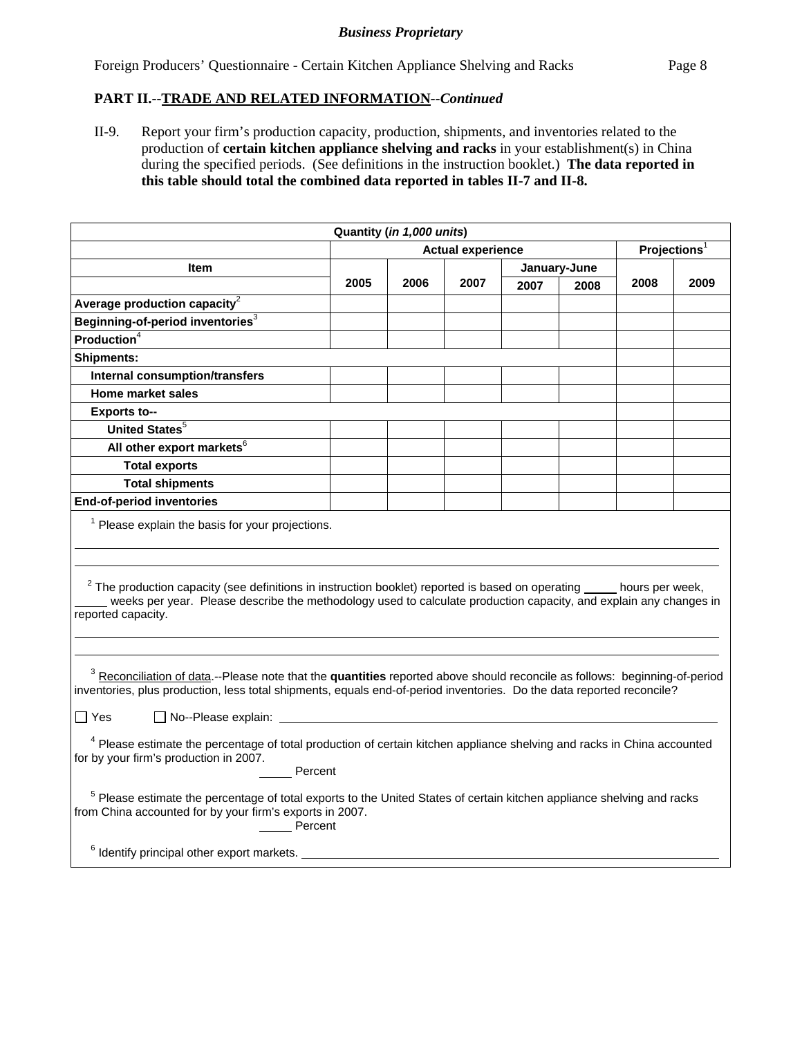*Business Proprietary*

Foreign Producers' Questionnaire - Certain Kitchen Appliance Shelving and Racks

**PART II.--TRADE AND RELATED INFORMATION--*Continued***

II-9. Report your firm's production capacity, production, shipments, and inventories related to the production of **certain kitchen appliance shelving and racks** in your establishment(s) in China during the specified periods. (See definitions in the instruction booklet.) **The data reported in this table should total the combined data reported in tables II-7 and II-8.**

| Quantity (*in 1,000 units*) | | | | | | | |
|---|---|---|---|---|---|---|---|
| | Actual experience | | | | | Projections[1] | |
| Item | | | | January-June | | | |
| | 2005 | 2006 | 2007 | 2007 | 2008 | 2008 | 2009 |
| Average production capacity[2] | | | | | | | |
| Beginning-of-period inventories[3] | | | | | | | |
| Production[4] | | | | | | | |
| Shipments: | | | | | | | |
| Internal consumption/transfers | | | | | | | |
| Home market sales | | | | | | | |
| Exports to-- | | | | | | | |
| United States[5] | | | | | | | |
| All other export markets[6] | | | | | | | |
| Total exports | | | | | | | |
| Total shipments | | | | | | | |
| End-of-period inventories | | | | | | | |

[1] Please explain the basis for your projections.

[2] The production capacity (see definitions in instruction booklet) reported is based on operating _____ hours per week, _____ weeks per year. Please describe the methodology used to calculate production capacity, and explain any changes in reported capacity.

[3] Reconciliation of data.--Please note that the **quantities** reported above should reconcile as follows: beginning-of-period inventories, plus production, less total shipments, equals end-of-period inventories. Do the data reported reconcile?

☐ Yes ☐ No--Please explain: ______

[4] Please estimate the percentage of total production of certain kitchen appliance shelving and racks in China accounted for by your firm's production in 2007.

_____ Percent

[5] Please estimate the percentage of total exports to the United States of certain kitchen appliance shelving and racks from China accounted for by your firm's exports in 2007.

_____ Percent

[6] Identify principal other export markets. ______